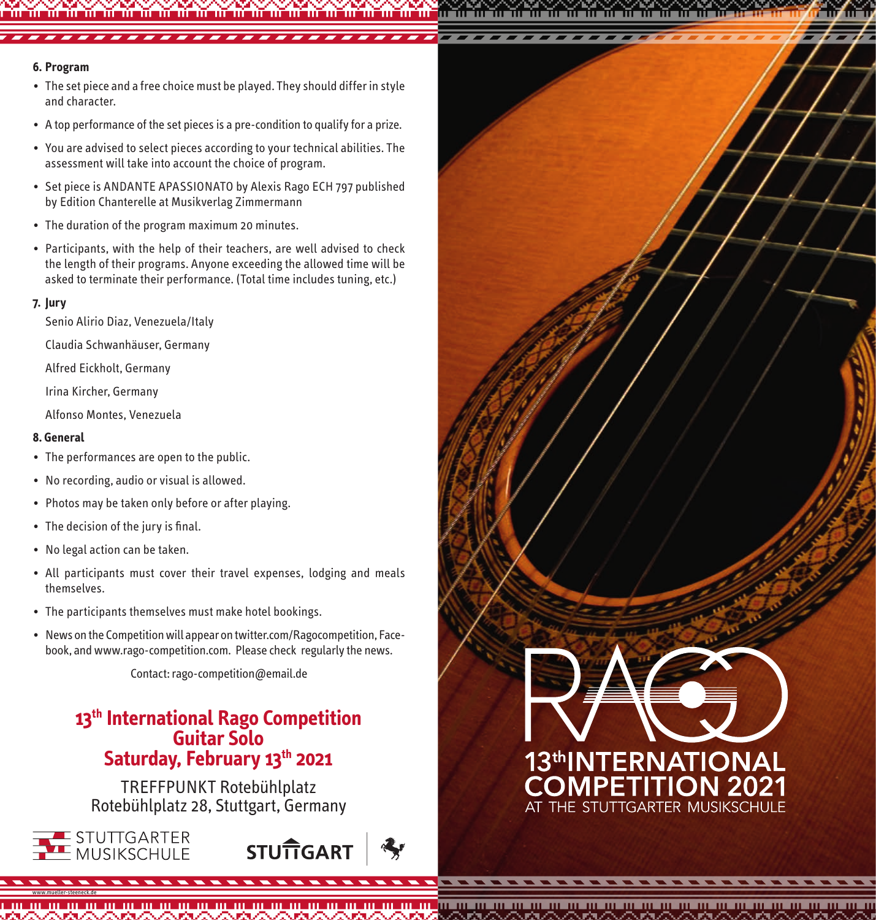### 6. Program

- The set piece and a free choice must be played. They should differ in style and character.
- A top performance of the set pieces is a pre-condition to qualify for a prize.
- You are advised to select pieces according to your technical abilities. The assessment will take into account the choice of program.
- Set piece is ANDANTE APASSIONATO by Alexis Rago ECH 797 published by Edition Chanterelle at Musikverlag Zimmermann
- The duration of the program maximum 20 minutes.
- Participants, with the help of their teachers, are well advised to check the length of their programs. Anyone exceeding the allowed time will be asked to terminate their performance. (Total time includes tuning, etc.)

### 7. Jury

Senio Alirio Diaz, Venezuela/Italy

Claudia Schwanhäuser, Germany

Alfred Eickholt, Germany

Irina Kircher, Germany

Alfonso Montes, Venezuela

### 8. General

- The performances are open to the public.
- No recording, audio or visual is allowed.
- Photos may be taken only before or after playing.
- The decision of the jury is final.
- No legal action can be taken.
- All participants must cover their travel expenses, lodging and meals themselves.
- The participants themselves must make hotel bookings.
- News on the Competition will appear on twitter.com/Ragocompetition, Facebook, and www.rago-competition.com. Please check regularly the news.

Contact: rago-competition@email.de

## 13th International Rago Competition Guitar Solo Saturday, February 13th 2021

TREFFPUNKT Rotebühlplatz
Rotebühlplatz 28, Stuttgart, Germany

STUTTGARTER MUSIKSCHULE

STUTTGART

www.mueller-steeneck.de

RAGO

13th INTERNATIONAL COMPETITION 2021

AT THE STUTTGARTER MUSIKSCHULE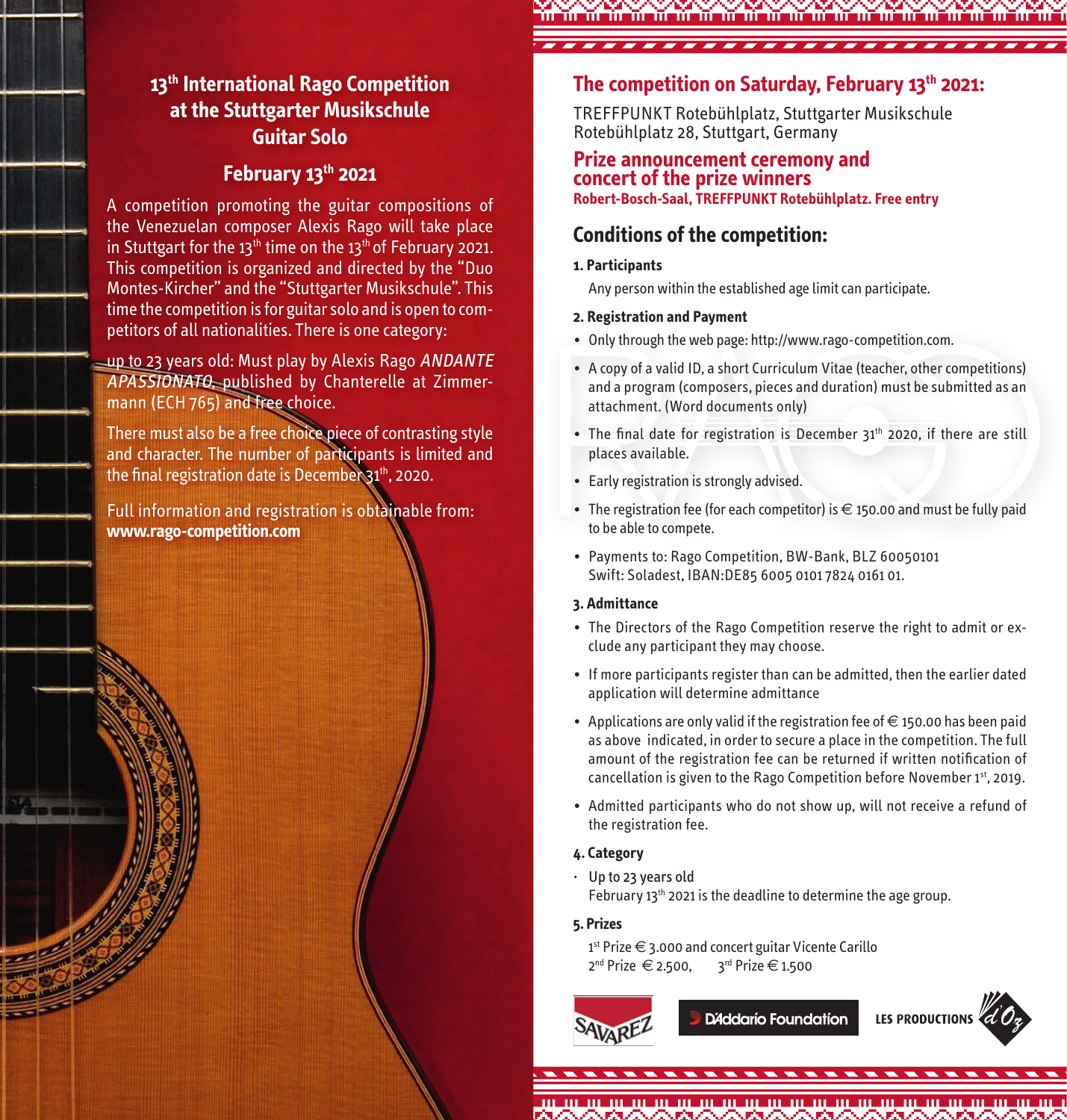## 13th International Rago Competition at the Stuttgarter Musikschule Guitar Solo

## February 13th 2021

A competition promoting the guitar compositions of the Venezuelan composer Alexis Rago will take place in Stuttgart for the 13th time on the 13th of February 2021. This competition is organized and directed by the "Duo Montes-Kircher" and the "Stuttgarter Musikschule". This time the competition is for guitar solo and is open to competitors of all nationalities. There is one category:

up to 23 years old: Must play by Alexis Rago *ANDANTE APASSIONATO*, published by Chanterelle at Zimmermann (ECH 765) and free choice.

There must also be a free choice piece of contrasting style and character. The number of participants is limited and the final registration date is December 31th, 2020.

Full information and registration is obtainable from:
**www.rago-competition.com**

## The competition on Saturday, February 13th 2021:

TREFFPUNKT Rotebühlplatz, Stuttgarter Musikschule
Rotebühlplatz 28, Stuttgart, Germany

### Prize announcement ceremony and concert of the prize winners

**Robert-Bosch-Saal, TREFFPUNKT Rotebühlplatz. Free entry**

## Conditions of the competition:

**1. Participants**

Any person within the established age limit can participate.

**2. Registration and Payment**

- Only through the web page: http://www.rago-competition.com.
- A copy of a valid ID, a short Curriculum Vitae (teacher, other competitions) and a program (composers, pieces and duration) must be submitted as an attachment. (Word documents only)
- The final date for registration is December 31th 2020, if there are still places available.
- Early registration is strongly advised.
- The registration fee (for each competitor) is € 150.00 and must be fully paid to be able to compete.
- Payments to: Rago Competition, BW-Bank, BLZ 60050101
  Swift: Soladest, IBAN:DE85 6005 0101 7824 0161 01.

**3. Admittance**

- The Directors of the Rago Competition reserve the right to admit or exclude any participant they may choose.
- If more participants register than can be admitted, then the earlier dated application will determine admittance
- Applications are only valid if the registration fee of € 150.00 has been paid as above indicated, in order to secure a place in the competition. The full amount of the registration fee can be returned if written notification of cancellation is given to the Rago Competition before November 1st, 2019.
- Admitted participants who do not show up, will not receive a refund of the registration fee.

**4. Category**

- Up to 23 years old
  February 13th 2021 is the deadline to determine the age group.

**5. Prizes**

1st Prize € 3.000 and concert guitar Vicente Carillo
2nd Prize € 2.500, 3rd Prize € 1.500

SAVAREZ | D'Addario Foundation | LES PRODUCTIONS d'Oz